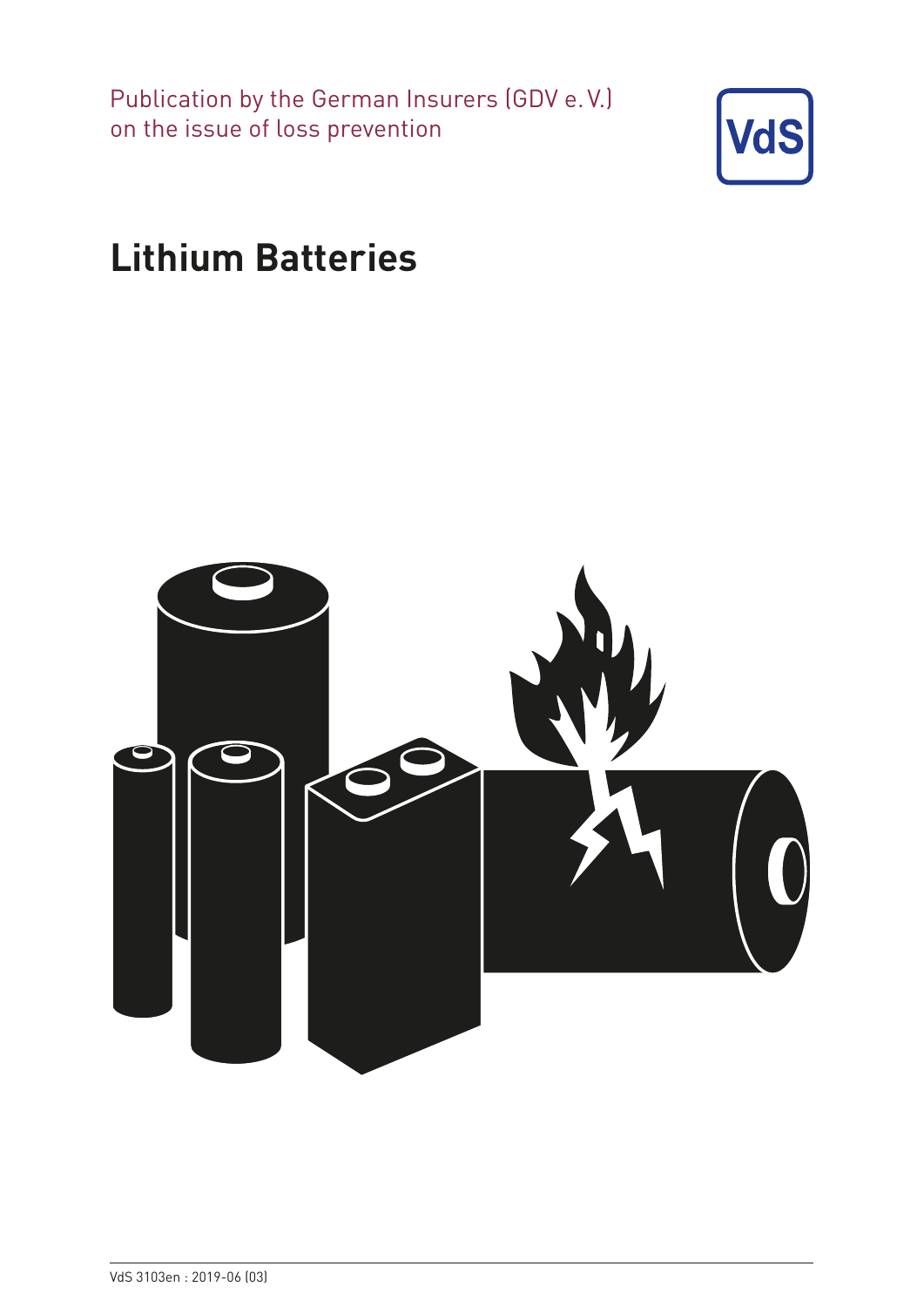Publication by the German Insurers (GDV e. V.) on the issue of loss prevention

VdS

# Lithium Batteries

VdS 3103en : 2019-06 (03)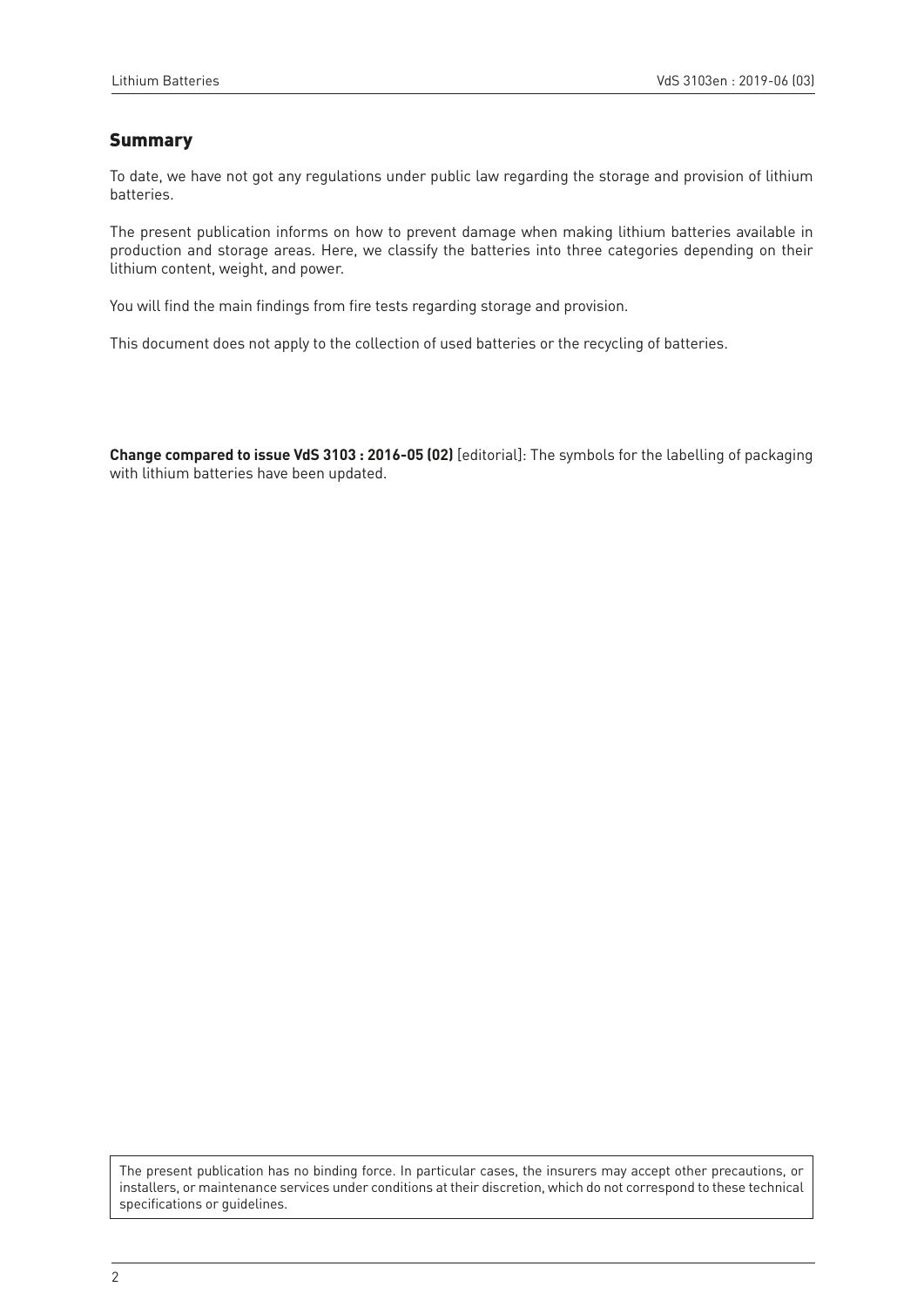## Summary

To date, we have not got any regulations under public law regarding the storage and provision of lithium batteries.

The present publication informs on how to prevent damage when making lithium batteries available in production and storage areas. Here, we classify the batteries into three categories depending on their lithium content, weight, and power.

You will find the main findings from fire tests regarding storage and provision.

This document does not apply to the collection of used batteries or the recycling of batteries.

**Change compared to issue VdS 3103 : 2016-05 (02)** [editorial]: The symbols for the labelling of packaging with lithium batteries have been updated.

The present publication has no binding force. In particular cases, the insurers may accept other precautions, or installers, or maintenance services under conditions at their discretion, which do not correspond to these technical specifications or guidelines.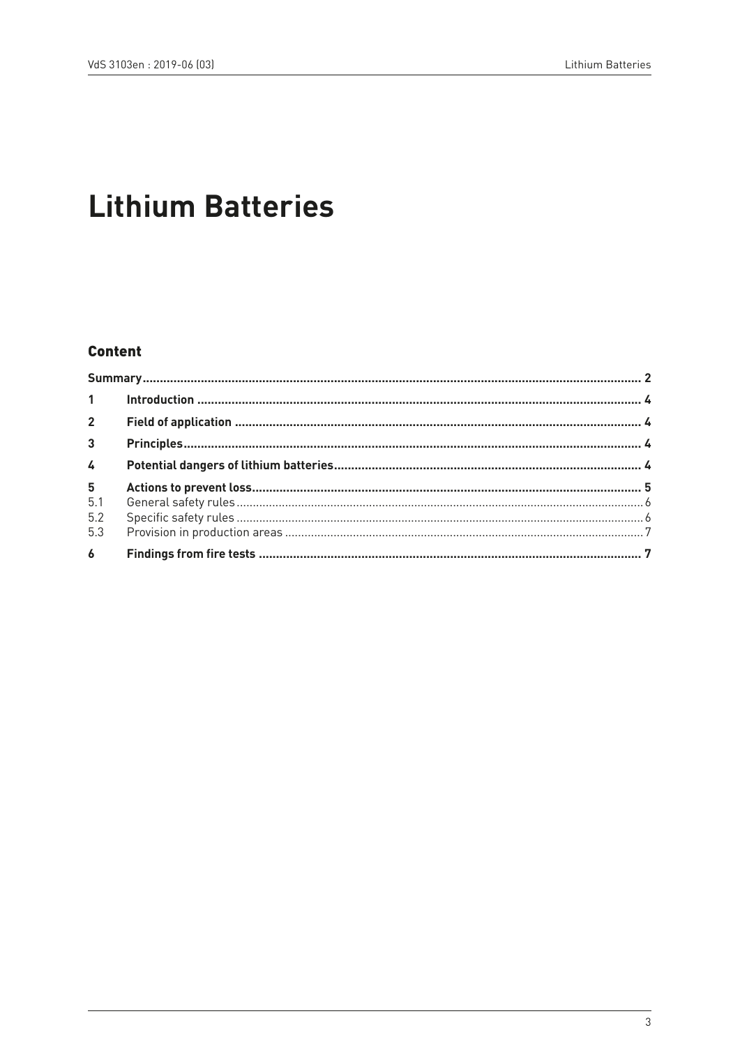# Lithium Batteries

## Content

| | | |
|---|---|---|
| **Summary** | | **2** |
| **1** | **Introduction** | **4** |
| **2** | **Field of application** | **4** |
| **3** | **Principles** | **4** |
| **4** | **Potential dangers of lithium batteries** | **4** |
| **5** | **Actions to prevent loss** | **5** |
| 5.1 | General safety rules | 6 |
| 5.2 | Specific safety rules | 6 |
| 5.3 | Provision in production areas | 7 |
| **6** | **Findings from fire tests** | **7** |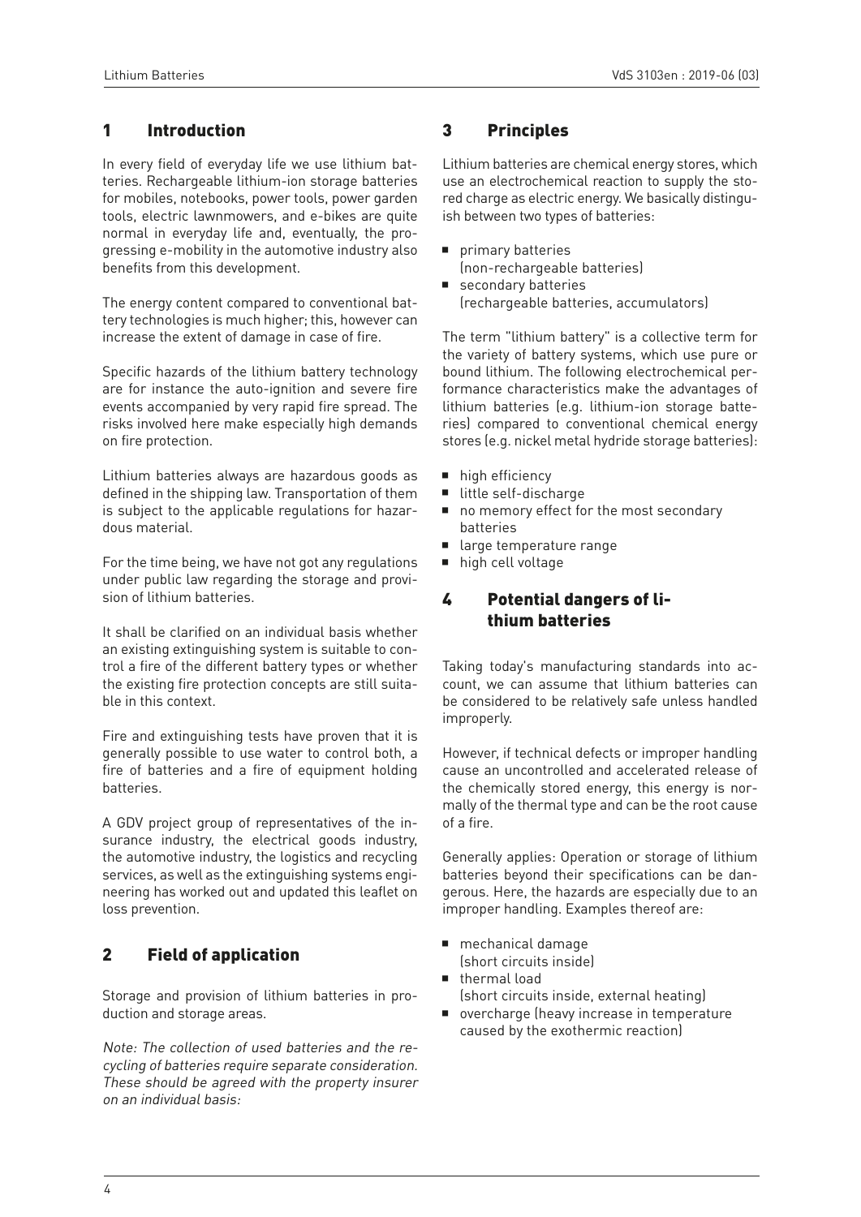## 1 Introduction

In every field of everyday life we use lithium batteries. Rechargeable lithium-ion storage batteries for mobiles, notebooks, power tools, power garden tools, electric lawnmowers, and e-bikes are quite normal in everyday life and, eventually, the progressing e-mobility in the automotive industry also benefits from this development.

The energy content compared to conventional battery technologies is much higher; this, however can increase the extent of damage in case of fire.

Specific hazards of the lithium battery technology are for instance the auto-ignition and severe fire events accompanied by very rapid fire spread. The risks involved here make especially high demands on fire protection.

Lithium batteries always are hazardous goods as defined in the shipping law. Transportation of them is subject to the applicable regulations for hazardous material.

For the time being, we have not got any regulations under public law regarding the storage and provision of lithium batteries.

It shall be clarified on an individual basis whether an existing extinguishing system is suitable to control a fire of the different battery types or whether the existing fire protection concepts are still suitable in this context.

Fire and extinguishing tests have proven that it is generally possible to use water to control both, a fire of batteries and a fire of equipment holding batteries.

A GDV project group of representatives of the insurance industry, the electrical goods industry, the automotive industry, the logistics and recycling services, as well as the extinguishing systems engineering has worked out and updated this leaflet on loss prevention.

## 2 Field of application

Storage and provision of lithium batteries in production and storage areas.

*Note: The collection of used batteries and the recycling of batteries require separate consideration. These should be agreed with the property insurer on an individual basis:*

## 3 Principles

Lithium batteries are chemical energy stores, which use an electrochemical reaction to supply the stored charge as electric energy. We basically distinguish between two types of batteries:

- primary batteries (non-rechargeable batteries)
- secondary batteries (rechargeable batteries, accumulators)

The term "lithium battery" is a collective term for the variety of battery systems, which use pure or bound lithium. The following electrochemical performance characteristics make the advantages of lithium batteries (e.g. lithium-ion storage batteries) compared to conventional chemical energy stores (e.g. nickel metal hydride storage batteries):

- high efficiency
- little self-discharge
- no memory effect for the most secondary batteries
- large temperature range
- high cell voltage

## 4 Potential dangers of lithium batteries

Taking today's manufacturing standards into account, we can assume that lithium batteries can be considered to be relatively safe unless handled improperly.

However, if technical defects or improper handling cause an uncontrolled and accelerated release of the chemically stored energy, this energy is normally of the thermal type and can be the root cause of a fire.

Generally applies: Operation or storage of lithium batteries beyond their specifications can be dangerous. Here, the hazards are especially due to an improper handling. Examples thereof are:

- mechanical damage (short circuits inside)
- thermal load (short circuits inside, external heating)
- overcharge (heavy increase in temperature caused by the exothermic reaction)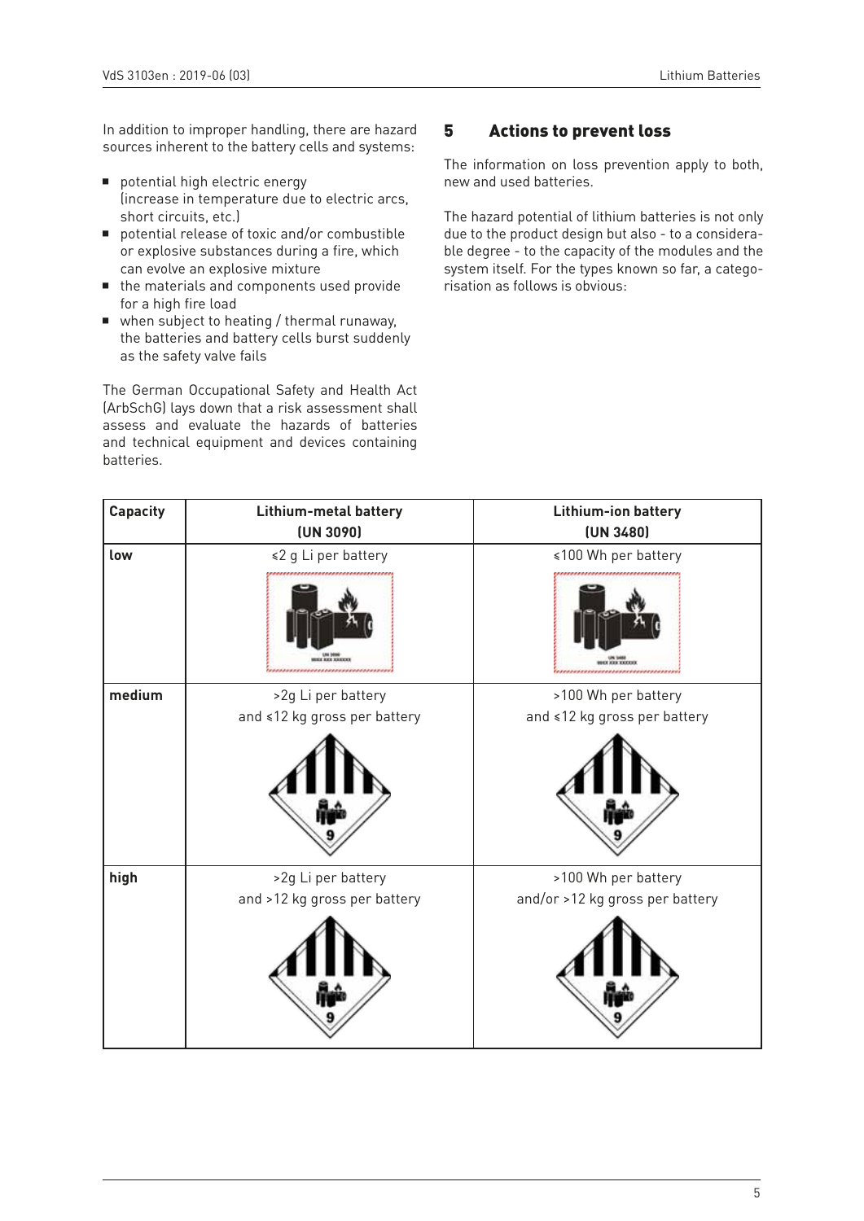In addition to improper handling, there are hazard sources inherent to the battery cells and systems:

- potential high electric energy (increase in temperature due to electric arcs, short circuits, etc.)
- potential release of toxic and/or combustible or explosive substances during a fire, which can evolve an explosive mixture
- the materials and components used provide for a high fire load
- when subject to heating / thermal runaway, the batteries and battery cells burst suddenly as the safety valve fails

The German Occupational Safety and Health Act (ArbSchG) lays down that a risk assessment shall assess and evaluate the hazards of batteries and technical equipment and devices containing batteries.

## 5 Actions to prevent loss

The information on loss prevention apply to both, new and used batteries.

The hazard potential of lithium batteries is not only due to the product design but also - to a considerable degree - to the capacity of the modules and the system itself. For the types known so far, a categorisation as follows is obvious:

| Capacity | Lithium-metal battery (UN 3090) | Lithium-ion battery (UN 3480) |
|---|---|---|
| low | ≤2 g Li per battery | ≤100 Wh per battery |
| medium | >2g Li per battery and ≤12 kg gross per battery | >100 Wh per battery and ≤12 kg gross per battery |
| high | >2g Li per battery and >12 kg gross per battery | >100 Wh per battery and/or >12 kg gross per battery |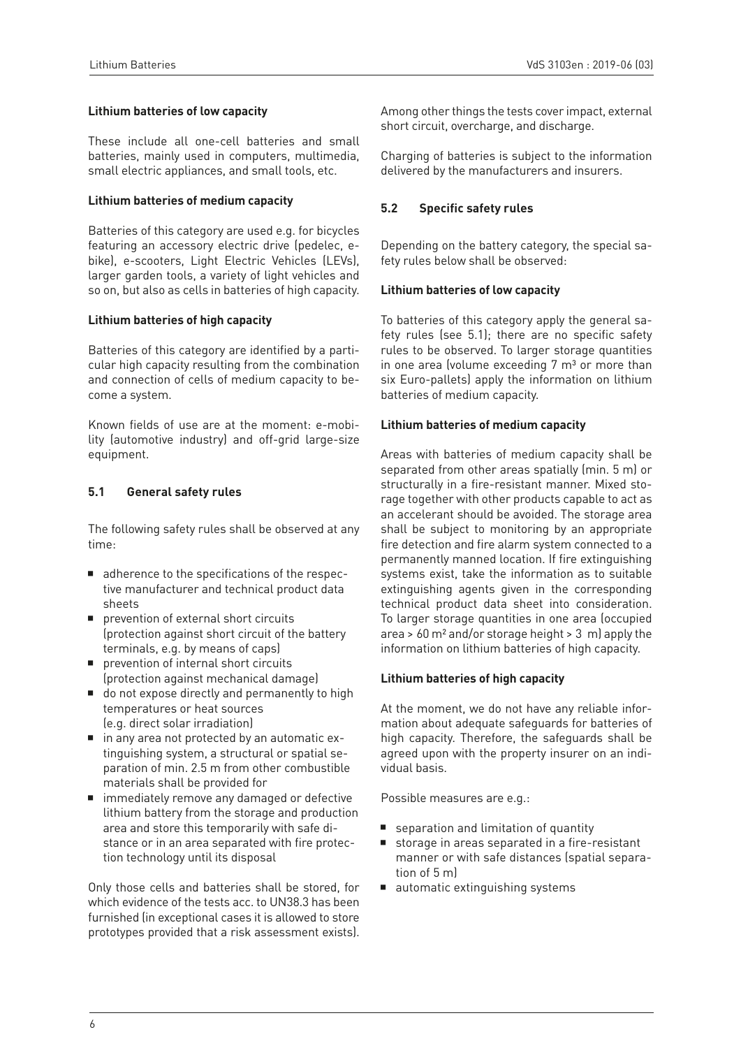**Lithium batteries of low capacity**

These include all one-cell batteries and small batteries, mainly used in computers, multimedia, small electric appliances, and small tools, etc.

**Lithium batteries of medium capacity**

Batteries of this category are used e.g. for bicycles featuring an accessory electric drive (pedelec, e-bike), e-scooters, Light Electric Vehicles (LEVs), larger garden tools, a variety of light vehicles and so on, but also as cells in batteries of high capacity.

**Lithium batteries of high capacity**

Batteries of this category are identified by a particular high capacity resulting from the combination and connection of cells of medium capacity to become a system.

Known fields of use are at the moment: e-mobility (automotive industry) and off-grid large-size equipment.

## 5.1 General safety rules

The following safety rules shall be observed at any time:

- adherence to the specifications of the respective manufacturer and technical product data sheets
- prevention of external short circuits (protection against short circuit of the battery terminals, e.g. by means of caps)
- prevention of internal short circuits (protection against mechanical damage)
- do not expose directly and permanently to high temperatures or heat sources (e.g. direct solar irradiation)
- in any area not protected by an automatic extinguishing system, a structural or spatial separation of min. 2.5 m from other combustible materials shall be provided for
- immediately remove any damaged or defective lithium battery from the storage and production area and store this temporarily with safe distance or in an area separated with fire protection technology until its disposal

Only those cells and batteries shall be stored, for which evidence of the tests acc. to UN38.3 has been furnished (in exceptional cases it is allowed to store prototypes provided that a risk assessment exists). Among other things the tests cover impact, external short circuit, overcharge, and discharge.

Charging of batteries is subject to the information delivered by the manufacturers and insurers.

## 5.2 Specific safety rules

Depending on the battery category, the special safety rules below shall be observed:

**Lithium batteries of low capacity**

To batteries of this category apply the general safety rules (see 5.1); there are no specific safety rules to be observed. To larger storage quantities in one area (volume exceeding 7 m³ or more than six Euro-pallets) apply the information on lithium batteries of medium capacity.

**Lithium batteries of medium capacity**

Areas with batteries of medium capacity shall be separated from other areas spatially (min. 5 m) or structurally in a fire-resistant manner. Mixed storage together with other products capable to act as an accelerant should be avoided. The storage area shall be subject to monitoring by an appropriate fire detection and fire alarm system connected to a permanently manned location. If fire extinguishing systems exist, take the information as to suitable extinguishing agents given in the corresponding technical product data sheet into consideration. To larger storage quantities in one area (occupied area > 60 m² and/or storage height > 3 m) apply the information on lithium batteries of high capacity.

**Lithium batteries of high capacity**

At the moment, we do not have any reliable information about adequate safeguards for batteries of high capacity. Therefore, the safeguards shall be agreed upon with the property insurer on an individual basis.

Possible measures are e.g.:

- separation and limitation of quantity
- storage in areas separated in a fire-resistant manner or with safe distances (spatial separation of 5 m)
- automatic extinguishing systems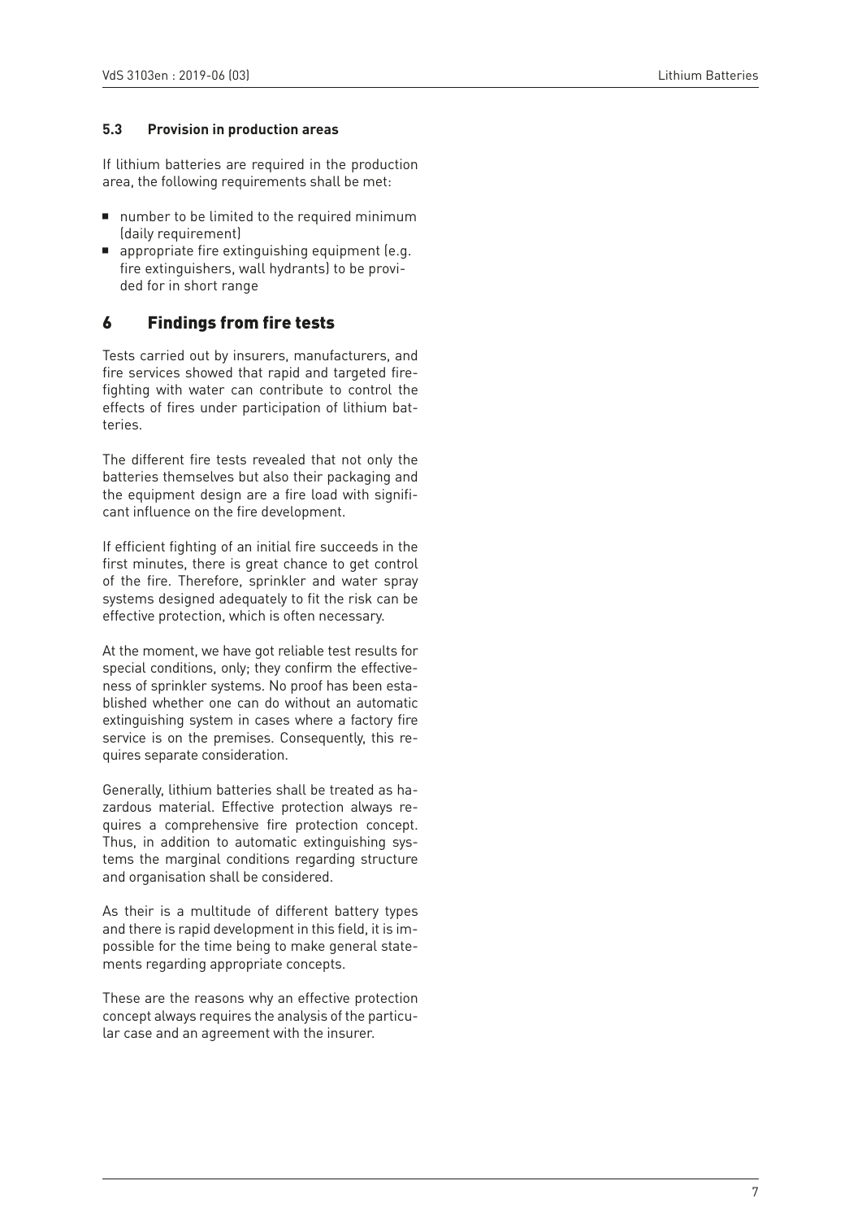### 5.3 Provision in production areas

If lithium batteries are required in the production area, the following requirements shall be met:

- number to be limited to the required minimum (daily requirement)
- appropriate fire extinguishing equipment (e.g. fire extinguishers, wall hydrants) to be provided for in short range

## 6 Findings from fire tests

Tests carried out by insurers, manufacturers, and fire services showed that rapid and targeted firefighting with water can contribute to control the effects of fires under participation of lithium batteries.

The different fire tests revealed that not only the batteries themselves but also their packaging and the equipment design are a fire load with significant influence on the fire development.

If efficient fighting of an initial fire succeeds in the first minutes, there is great chance to get control of the fire. Therefore, sprinkler and water spray systems designed adequately to fit the risk can be effective protection, which is often necessary.

At the moment, we have got reliable test results for special conditions, only; they confirm the effectiveness of sprinkler systems. No proof has been established whether one can do without an automatic extinguishing system in cases where a factory fire service is on the premises. Consequently, this requires separate consideration.

Generally, lithium batteries shall be treated as hazardous material. Effective protection always requires a comprehensive fire protection concept. Thus, in addition to automatic extinguishing systems the marginal conditions regarding structure and organisation shall be considered.

As their is a multitude of different battery types and there is rapid development in this field, it is impossible for the time being to make general statements regarding appropriate concepts.

These are the reasons why an effective protection concept always requires the analysis of the particular case and an agreement with the insurer.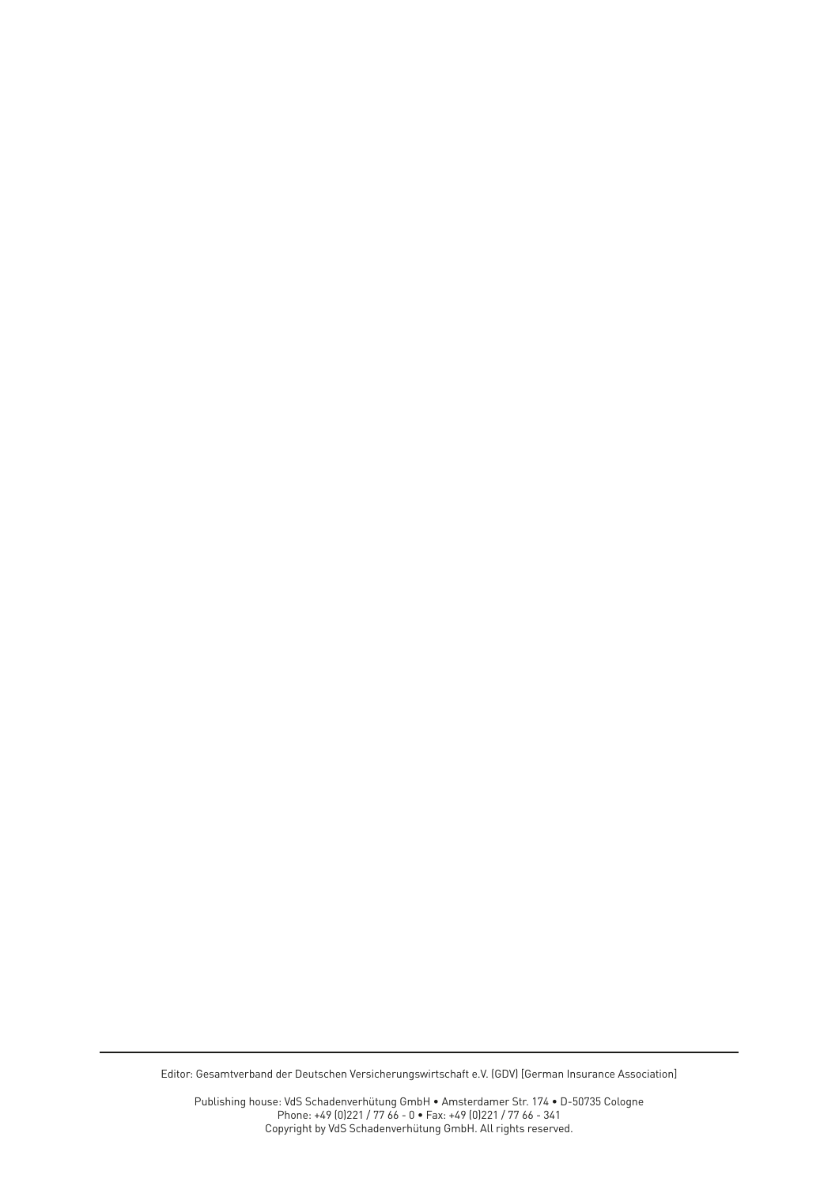---

Editor: Gesamtverband der Deutschen Versicherungswirtschaft e.V. (GDV) [German Insurance Association]

Publishing house: VdS Schadenverhütung GmbH • Amsterdamer Str. 174 • D-50735 Cologne
Phone: +49 (0)221 / 77 66 - 0 • Fax: +49 (0)221 / 77 66 - 341
Copyright by VdS Schadenverhütung GmbH. All rights reserved.